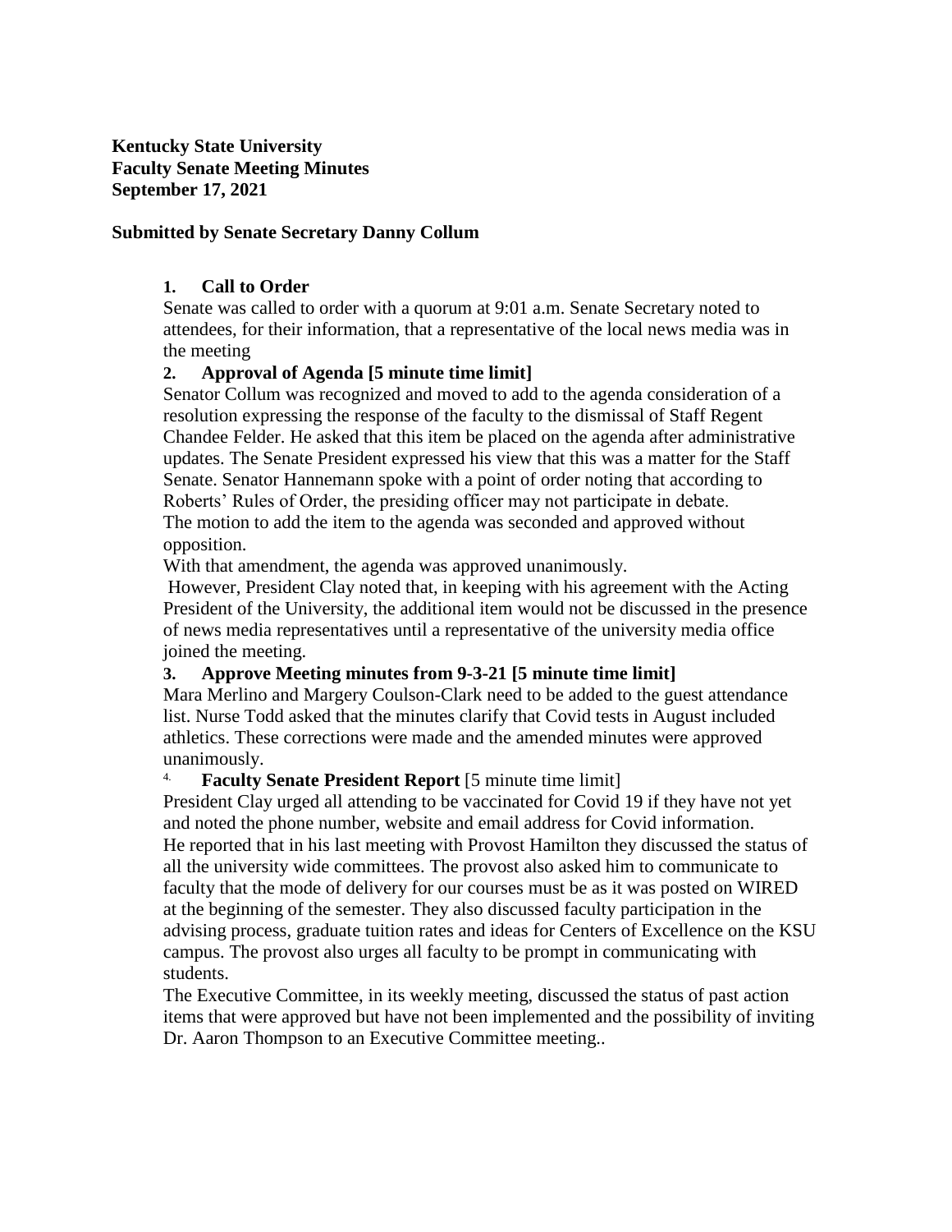**Kentucky State University**
**Faculty Senate Meeting Minutes**
**September 17, 2021**

**Submitted by Senate Secretary Danny Collum**

1. **Call to Order**

Senate was called to order with a quorum at 9:01 a.m. Senate Secretary noted to attendees, for their information, that a representative of the local news media was in the meeting

2. **Approval of Agenda [5 minute time limit]**

Senator Collum was recognized and moved to add to the agenda consideration of a resolution expressing the response of the faculty to the dismissal of Staff Regent Chandee Felder. He asked that this item be placed on the agenda after administrative updates. The Senate President expressed his view that this was a matter for the Staff Senate. Senator Hannemann spoke with a point of order noting that according to Roberts' Rules of Order, the presiding officer may not participate in debate. The motion to add the item to the agenda was seconded and approved without opposition.

With that amendment, the agenda was approved unanimously.

However, President Clay noted that, in keeping with his agreement with the Acting President of the University, the additional item would not be discussed in the presence of news media representatives until a representative of the university media office joined the meeting.

3. **Approve Meeting minutes from 9-3-21 [5 minute time limit]**

Mara Merlino and Margery Coulson-Clark need to be added to the guest attendance list. Nurse Todd asked that the minutes clarify that Covid tests in August included athletics. These corrections were made and the amended minutes were approved unanimously.

4. **Faculty Senate President Report** [5 minute time limit]

President Clay urged all attending to be vaccinated for Covid 19 if they have not yet and noted the phone number, website and email address for Covid information.

He reported that in his last meeting with Provost Hamilton they discussed the status of all the university wide committees. The provost also asked him to communicate to faculty that the mode of delivery for our courses must be as it was posted on WIRED at the beginning of the semester. They also discussed faculty participation in the advising process, graduate tuition rates and ideas for Centers of Excellence on the KSU campus. The provost also urges all faculty to be prompt in communicating with students.

The Executive Committee, in its weekly meeting, discussed the status of past action items that were approved but have not been implemented and the possibility of inviting Dr. Aaron Thompson to an Executive Committee meeting..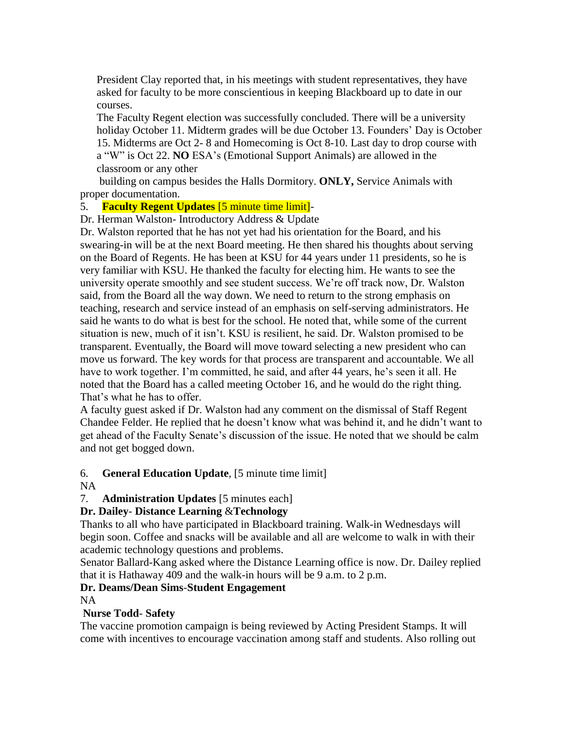President Clay reported that, in his meetings with student representatives, they have asked for faculty to be more conscientious in keeping Blackboard up to date in our courses.

The Faculty Regent election was successfully concluded. There will be a university holiday October 11. Midterm grades will be due October 13. Founders' Day is October 15. Midterms are Oct 2- 8 and Homecoming is Oct 8-10. Last day to drop course with a "W" is Oct 22. **NO** ESA's (Emotional Support Animals) are allowed in the classroom or any other building on campus besides the Halls Dormitory. **ONLY,** Service Animals with proper documentation.

5. **Faculty Regent Updates** [5 minute time limit]-

Dr. Herman Walston- Introductory Address & Update

Dr. Walston reported that he has not yet had his orientation for the Board, and his swearing-in will be at the next Board meeting. He then shared his thoughts about serving on the Board of Regents. He has been at KSU for 44 years under 11 presidents, so he is very familiar with KSU. He thanked the faculty for electing him. He wants to see the university operate smoothly and see student success. We're off track now, Dr. Walston said, from the Board all the way down. We need to return to the strong emphasis on teaching, research and service instead of an emphasis on self-serving administrators. He said he wants to do what is best for the school. He noted that, while some of the current situation is new, much of it isn't. KSU is resilient, he said. Dr. Walston promised to be transparent. Eventually, the Board will move toward selecting a new president who can move us forward. The key words for that process are transparent and accountable. We all have to work together. I'm committed, he said, and after 44 years, he's seen it all. He noted that the Board has a called meeting October 16, and he would do the right thing. That's what he has to offer.

A faculty guest asked if Dr. Walston had any comment on the dismissal of Staff Regent Chandee Felder. He replied that he doesn't know what was behind it, and he didn't want to get ahead of the Faculty Senate's discussion of the issue. He noted that we should be calm and not get bogged down.

6. **General Education Update**, [5 minute time limit]

NA

7. **Administration Updates** [5 minutes each]

**Dr. Dailey- Distance Learning &Technology**

Thanks to all who have participated in Blackboard training. Walk-in Wednesdays will begin soon. Coffee and snacks will be available and all are welcome to walk in with their academic technology questions and problems.

Senator Ballard-Kang asked where the Distance Learning office is now. Dr. Dailey replied that it is Hathaway 409 and the walk-in hours will be 9 a.m. to 2 p.m.

**Dr. Deams/Dean Sims-Student Engagement**

NA

**Nurse Todd- Safety**

The vaccine promotion campaign is being reviewed by Acting President Stamps. It will come with incentives to encourage vaccination among staff and students. Also rolling out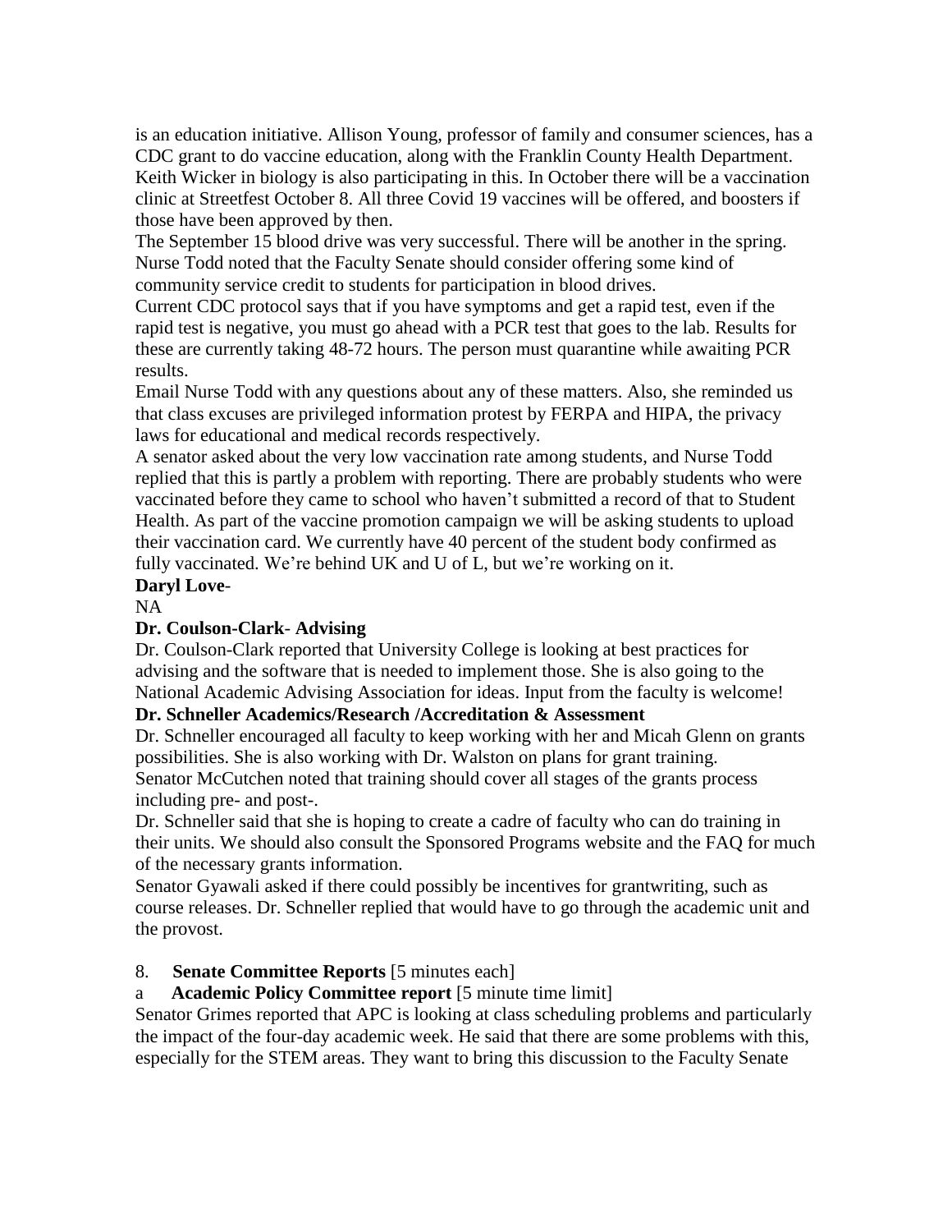is an education initiative. Allison Young, professor of family and consumer sciences, has a CDC grant to do vaccine education, along with the Franklin County Health Department. Keith Wicker in biology is also participating in this. In October there will be a vaccination clinic at Streetfest October 8. All three Covid 19 vaccines will be offered, and boosters if those have been approved by then.

The September 15 blood drive was very successful. There will be another in the spring. Nurse Todd noted that the Faculty Senate should consider offering some kind of community service credit to students for participation in blood drives.

Current CDC protocol says that if you have symptoms and get a rapid test, even if the rapid test is negative, you must go ahead with a PCR test that goes to the lab. Results for these are currently taking 48-72 hours. The person must quarantine while awaiting PCR results.

Email Nurse Todd with any questions about any of these matters. Also, she reminded us that class excuses are privileged information protest by FERPA and HIPA, the privacy laws for educational and medical records respectively.

A senator asked about the very low vaccination rate among students, and Nurse Todd replied that this is partly a problem with reporting. There are probably students who were vaccinated before they came to school who haven't submitted a record of that to Student Health. As part of the vaccine promotion campaign we will be asking students to upload their vaccination card. We currently have 40 percent of the student body confirmed as fully vaccinated. We're behind UK and U of L, but we're working on it.

**Daryl Love**-

NA

**Dr. Coulson-Clark- Advising**

Dr. Coulson-Clark reported that University College is looking at best practices for advising and the software that is needed to implement those. She is also going to the National Academic Advising Association for ideas. Input from the faculty is welcome!

**Dr. Schneller Academics/Research /Accreditation & Assessment**

Dr. Schneller encouraged all faculty to keep working with her and Micah Glenn on grants possibilities. She is also working with Dr. Walston on plans for grant training.

Senator McCutchen noted that training should cover all stages of the grants process including pre- and post-.

Dr. Schneller said that she is hoping to create a cadre of faculty who can do training in their units. We should also consult the Sponsored Programs website and the FAQ for much of the necessary grants information.

Senator Gyawali asked if there could possibly be incentives for grantwriting, such as course releases. Dr. Schneller replied that would have to go through the academic unit and the provost.

8. **Senate Committee Reports** [5 minutes each]

a **Academic Policy Committee report** [5 minute time limit]

Senator Grimes reported that APC is looking at class scheduling problems and particularly the impact of the four-day academic week. He said that there are some problems with this, especially for the STEM areas. They want to bring this discussion to the Faculty Senate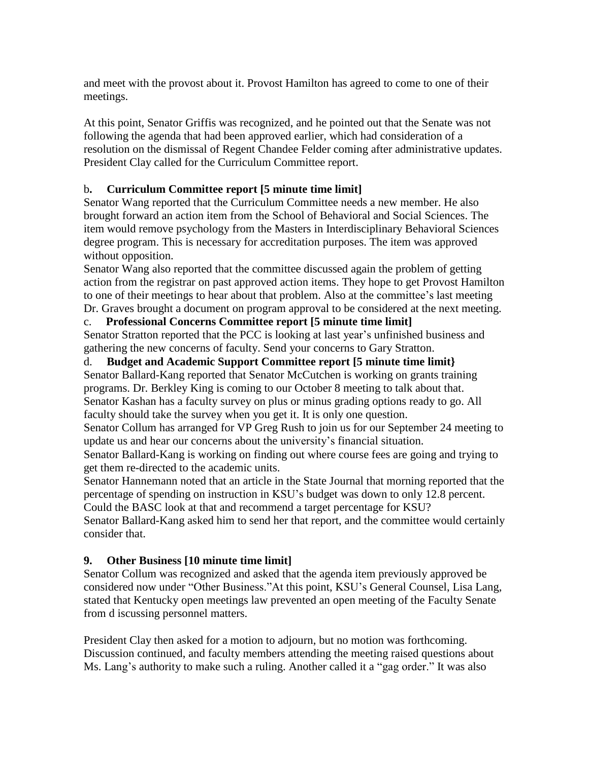and meet with the provost about it. Provost Hamilton has agreed to come to one of their meetings.

At this point, Senator Griffis was recognized, and he pointed out that the Senate was not following the agenda that had been approved earlier, which had consideration of a resolution on the dismissal of Regent Chandee Felder coming after administrative updates. President Clay called for the Curriculum Committee report.

### b. Curriculum Committee report [5 minute time limit]

Senator Wang reported that the Curriculum Committee needs a new member. He also brought forward an action item from the School of Behavioral and Social Sciences. The item would remove psychology from the Masters in Interdisciplinary Behavioral Sciences degree program. This is necessary for accreditation purposes. The item was approved without opposition.

Senator Wang also reported that the committee discussed again the problem of getting action from the registrar on past approved action items. They hope to get Provost Hamilton to one of their meetings to hear about that problem. Also at the committee's last meeting Dr. Graves brought a document on program approval to be considered at the next meeting.

### c. Professional Concerns Committee report [5 minute time limit]

Senator Stratton reported that the PCC is looking at last year's unfinished business and gathering the new concerns of faculty. Send your concerns to Gary Stratton.

### d. Budget and Academic Support Committee report [5 minute time limit}

Senator Ballard-Kang reported that Senator McCutchen is working on grants training programs. Dr. Berkley King is coming to our October 8 meeting to talk about that.

Senator Kashan has a faculty survey on plus or minus grading options ready to go. All faculty should take the survey when you get it. It is only one question.

Senator Collum has arranged for VP Greg Rush to join us for our September 24 meeting to update us and hear our concerns about the university's financial situation.

Senator Ballard-Kang is working on finding out where course fees are going and trying to get them re-directed to the academic units.

Senator Hannemann noted that an article in the State Journal that morning reported that the percentage of spending on instruction in KSU's budget was down to only 12.8 percent. Could the BASC look at that and recommend a target percentage for KSU?

Senator Ballard-Kang asked him to send her that report, and the committee would certainly consider that.

## 9. Other Business [10 minute time limit]

Senator Collum was recognized and asked that the agenda item previously approved be considered now under "Other Business."At this point, KSU's General Counsel, Lisa Lang, stated that Kentucky open meetings law prevented an open meeting of the Faculty Senate from d iscussing personnel matters.

President Clay then asked for a motion to adjourn, but no motion was forthcoming. Discussion continued, and faculty members attending the meeting raised questions about Ms. Lang's authority to make such a ruling. Another called it a "gag order." It was also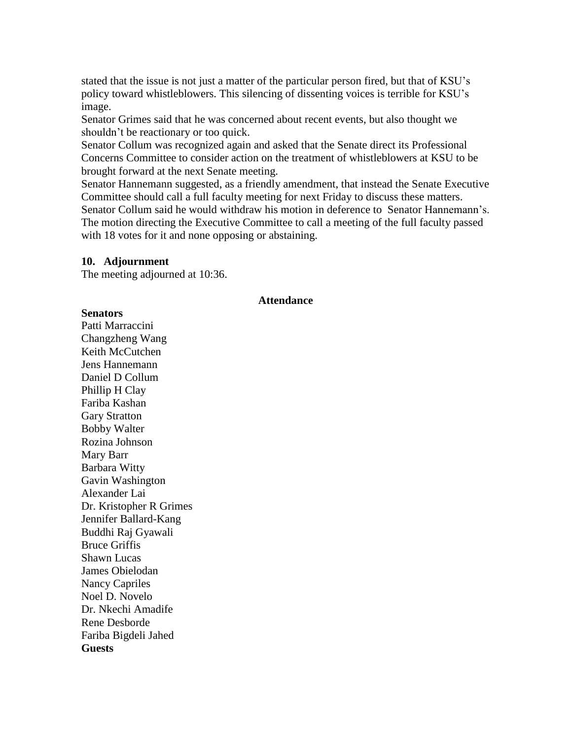stated that the issue is not just a matter of the particular person fired, but that of KSU's policy toward whistleblowers. This silencing of dissenting voices is terrible for KSU's image.

Senator Grimes said that he was concerned about recent events, but also thought we shouldn't be reactionary or too quick.

Senator Collum was recognized again and asked that the Senate direct its Professional Concerns Committee to consider action on the treatment of whistleblowers at KSU to be brought forward at the next Senate meeting.

Senator Hannemann suggested, as a friendly amendment, that instead the Senate Executive Committee should call a full faculty meeting for next Friday to discuss these matters.

Senator Collum said he would withdraw his motion in deference to Senator Hannemann's. The motion directing the Executive Committee to call a meeting of the full faculty passed with 18 votes for it and none opposing or abstaining.

**10. Adjournment**

The meeting adjourned at 10:36.

**Attendance**

**Senators**

Patti Marraccini
Changzheng Wang
Keith McCutchen
Jens Hannemann
Daniel D Collum
Phillip H Clay
Fariba Kashan
Gary Stratton
Bobby Walter
Rozina Johnson
Mary Barr
Barbara Witty
Gavin Washington
Alexander Lai
Dr. Kristopher R Grimes
Jennifer Ballard-Kang
Buddhi Raj Gyawali
Bruce Griffis
Shawn Lucas
James Obielodan
Nancy Capriles
Noel D. Novelo
Dr. Nkechi Amadife
Rene Desborde
Fariba Bigdeli Jahed

**Guests**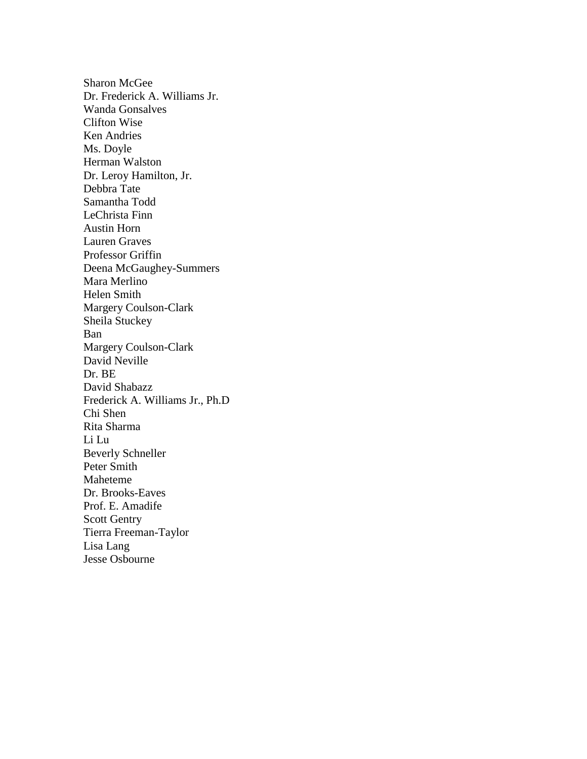Sharon McGee
Dr. Frederick A. Williams Jr.
Wanda Gonsalves
Clifton Wise
Ken Andries
Ms. Doyle
Herman Walston
Dr. Leroy Hamilton, Jr.
Debbra Tate
Samantha Todd
LeChrista Finn
Austin Horn
Lauren Graves
Professor Griffin
Deena McGaughey-Summers
Mara Merlino
Helen Smith
Margery Coulson-Clark
Sheila Stuckey
Ban
Margery Coulson-Clark
David Neville
Dr. BE
David Shabazz
Frederick A. Williams Jr., Ph.D
Chi Shen
Rita Sharma
Li Lu
Beverly Schneller
Peter Smith
Maheteme
Dr. Brooks-Eaves
Prof. E. Amadife
Scott Gentry
Tierra Freeman-Taylor
Lisa Lang
Jesse Osbourne